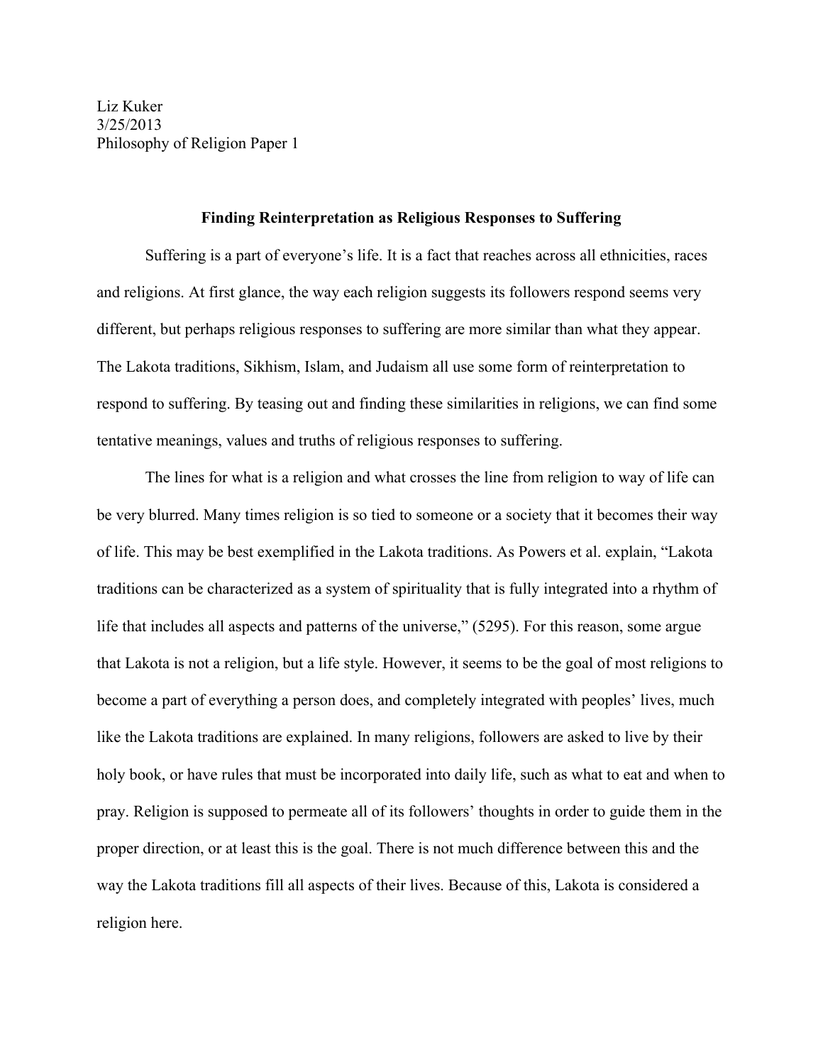Liz Kuker
3/25/2013
Philosophy of Religion Paper 1

# Finding Reinterpretation as Religious Responses to Suffering

Suffering is a part of everyone's life. It is a fact that reaches across all ethnicities, races and religions. At first glance, the way each religion suggests its followers respond seems very different, but perhaps religious responses to suffering are more similar than what they appear. The Lakota traditions, Sikhism, Islam, and Judaism all use some form of reinterpretation to respond to suffering. By teasing out and finding these similarities in religions, we can find some tentative meanings, values and truths of religious responses to suffering.

The lines for what is a religion and what crosses the line from religion to way of life can be very blurred. Many times religion is so tied to someone or a society that it becomes their way of life. This may be best exemplified in the Lakota traditions. As Powers et al. explain, "Lakota traditions can be characterized as a system of spirituality that is fully integrated into a rhythm of life that includes all aspects and patterns of the universe," (5295). For this reason, some argue that Lakota is not a religion, but a life style. However, it seems to be the goal of most religions to become a part of everything a person does, and completely integrated with peoples' lives, much like the Lakota traditions are explained. In many religions, followers are asked to live by their holy book, or have rules that must be incorporated into daily life, such as what to eat and when to pray. Religion is supposed to permeate all of its followers' thoughts in order to guide them in the proper direction, or at least this is the goal. There is not much difference between this and the way the Lakota traditions fill all aspects of their lives. Because of this, Lakota is considered a religion here.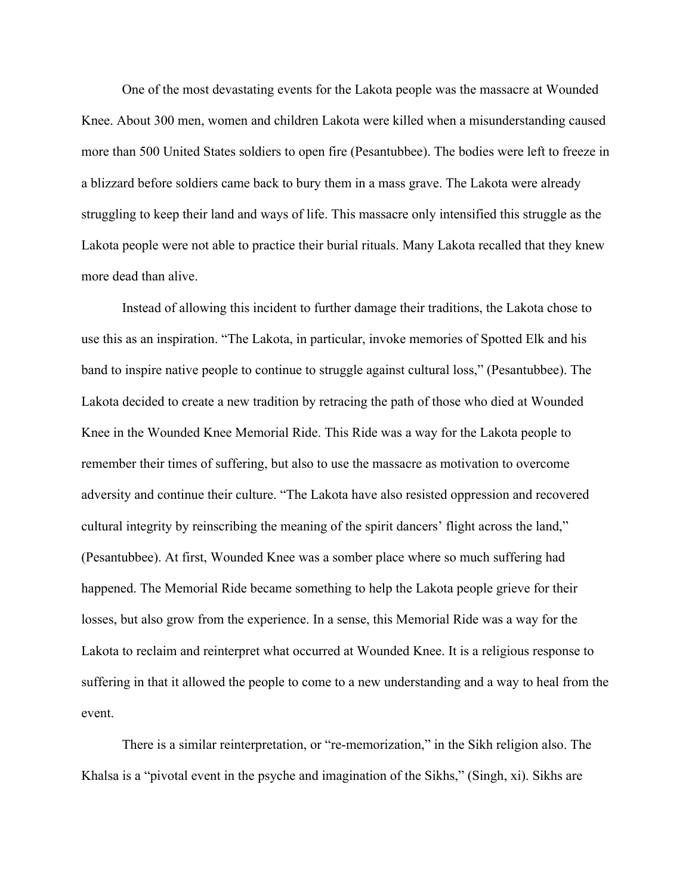One of the most devastating events for the Lakota people was the massacre at Wounded Knee. About 300 men, women and children Lakota were killed when a misunderstanding caused more than 500 United States soldiers to open fire (Pesantubbee). The bodies were left to freeze in a blizzard before soldiers came back to bury them in a mass grave. The Lakota were already struggling to keep their land and ways of life. This massacre only intensified this struggle as the Lakota people were not able to practice their burial rituals. Many Lakota recalled that they knew more dead than alive.

Instead of allowing this incident to further damage their traditions, the Lakota chose to use this as an inspiration. "The Lakota, in particular, invoke memories of Spotted Elk and his band to inspire native people to continue to struggle against cultural loss," (Pesantubbee). The Lakota decided to create a new tradition by retracing the path of those who died at Wounded Knee in the Wounded Knee Memorial Ride. This Ride was a way for the Lakota people to remember their times of suffering, but also to use the massacre as motivation to overcome adversity and continue their culture. "The Lakota have also resisted oppression and recovered cultural integrity by reinscribing the meaning of the spirit dancers' flight across the land," (Pesantubbee). At first, Wounded Knee was a somber place where so much suffering had happened. The Memorial Ride became something to help the Lakota people grieve for their losses, but also grow from the experience. In a sense, this Memorial Ride was a way for the Lakota to reclaim and reinterpret what occurred at Wounded Knee. It is a religious response to suffering in that it allowed the people to come to a new understanding and a way to heal from the event.

There is a similar reinterpretation, or "re-memorization," in the Sikh religion also. The Khalsa is a "pivotal event in the psyche and imagination of the Sikhs," (Singh, xi). Sikhs are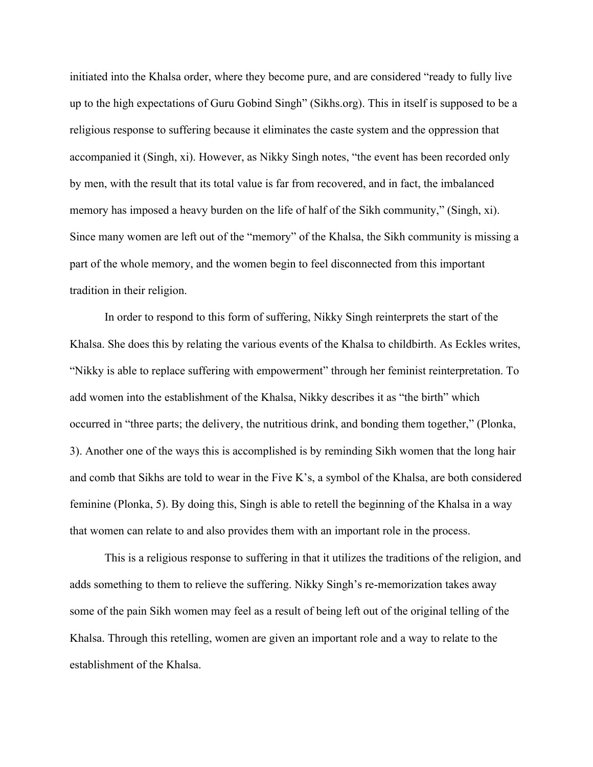initiated into the Khalsa order, where they become pure, and are considered "ready to fully live up to the high expectations of Guru Gobind Singh" (Sikhs.org). This in itself is supposed to be a religious response to suffering because it eliminates the caste system and the oppression that accompanied it (Singh, xi). However, as Nikky Singh notes, "the event has been recorded only by men, with the result that its total value is far from recovered, and in fact, the imbalanced memory has imposed a heavy burden on the life of half of the Sikh community," (Singh, xi). Since many women are left out of the "memory" of the Khalsa, the Sikh community is missing a part of the whole memory, and the women begin to feel disconnected from this important tradition in their religion.

In order to respond to this form of suffering, Nikky Singh reinterprets the start of the Khalsa. She does this by relating the various events of the Khalsa to childbirth. As Eckles writes, "Nikky is able to replace suffering with empowerment" through her feminist reinterpretation. To add women into the establishment of the Khalsa, Nikky describes it as "the birth" which occurred in "three parts; the delivery, the nutritious drink, and bonding them together," (Plonka, 3). Another one of the ways this is accomplished is by reminding Sikh women that the long hair and comb that Sikhs are told to wear in the Five K's, a symbol of the Khalsa, are both considered feminine (Plonka, 5). By doing this, Singh is able to retell the beginning of the Khalsa in a way that women can relate to and also provides them with an important role in the process.

This is a religious response to suffering in that it utilizes the traditions of the religion, and adds something to them to relieve the suffering. Nikky Singh's re-memorization takes away some of the pain Sikh women may feel as a result of being left out of the original telling of the Khalsa. Through this retelling, women are given an important role and a way to relate to the establishment of the Khalsa.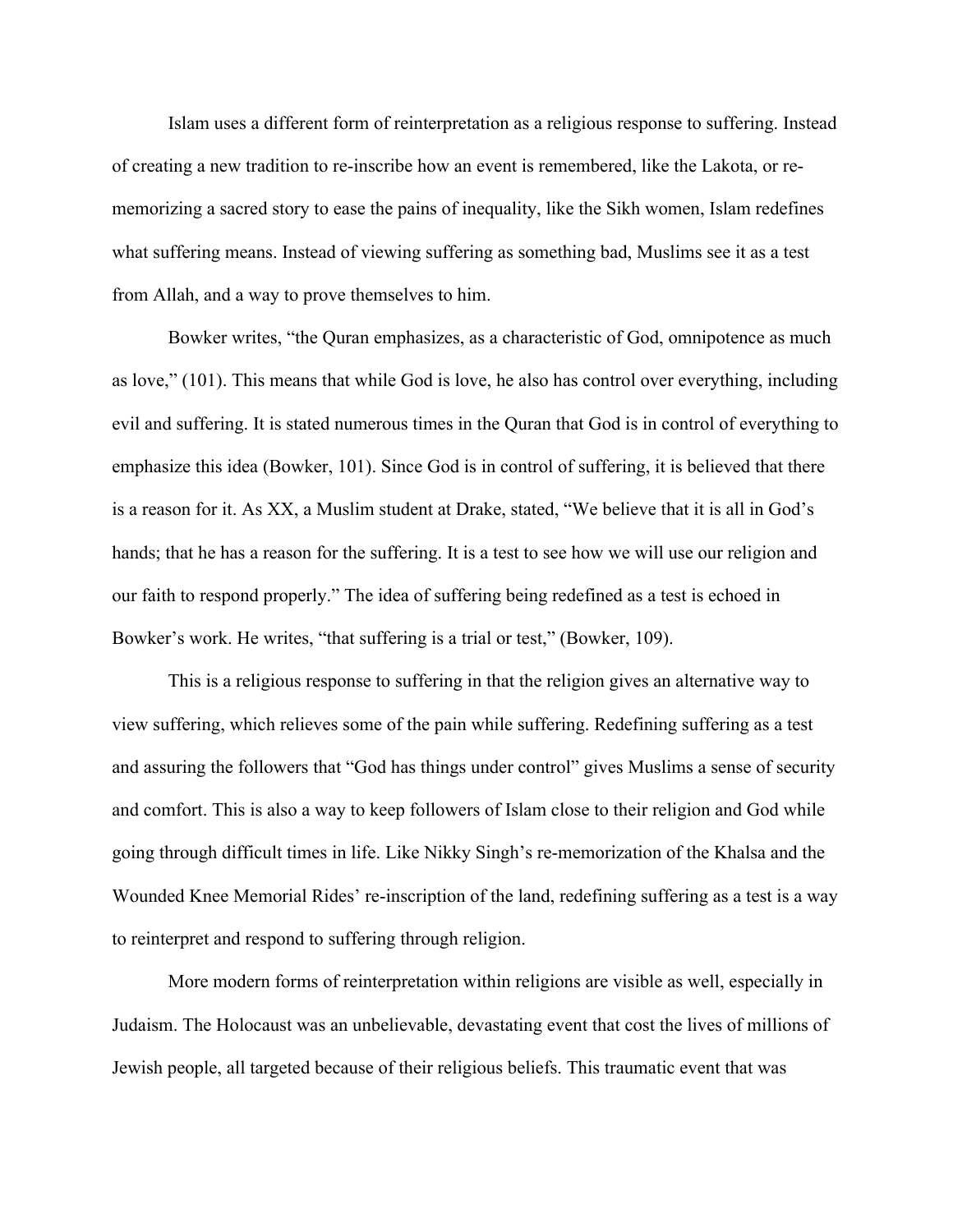Islam uses a different form of reinterpretation as a religious response to suffering. Instead of creating a new tradition to re-inscribe how an event is remembered, like the Lakota, or re-memorizing a sacred story to ease the pains of inequality, like the Sikh women, Islam redefines what suffering means. Instead of viewing suffering as something bad, Muslims see it as a test from Allah, and a way to prove themselves to him.

Bowker writes, "the Quran emphasizes, as a characteristic of God, omnipotence as much as love," (101). This means that while God is love, he also has control over everything, including evil and suffering. It is stated numerous times in the Quran that God is in control of everything to emphasize this idea (Bowker, 101). Since God is in control of suffering, it is believed that there is a reason for it. As XX, a Muslim student at Drake, stated, "We believe that it is all in God's hands; that he has a reason for the suffering. It is a test to see how we will use our religion and our faith to respond properly." The idea of suffering being redefined as a test is echoed in Bowker's work. He writes, "that suffering is a trial or test," (Bowker, 109).

This is a religious response to suffering in that the religion gives an alternative way to view suffering, which relieves some of the pain while suffering. Redefining suffering as a test and assuring the followers that "God has things under control" gives Muslims a sense of security and comfort. This is also a way to keep followers of Islam close to their religion and God while going through difficult times in life. Like Nikky Singh's re-memorization of the Khalsa and the Wounded Knee Memorial Rides' re-inscription of the land, redefining suffering as a test is a way to reinterpret and respond to suffering through religion.

More modern forms of reinterpretation within religions are visible as well, especially in Judaism. The Holocaust was an unbelievable, devastating event that cost the lives of millions of Jewish people, all targeted because of their religious beliefs. This traumatic event that was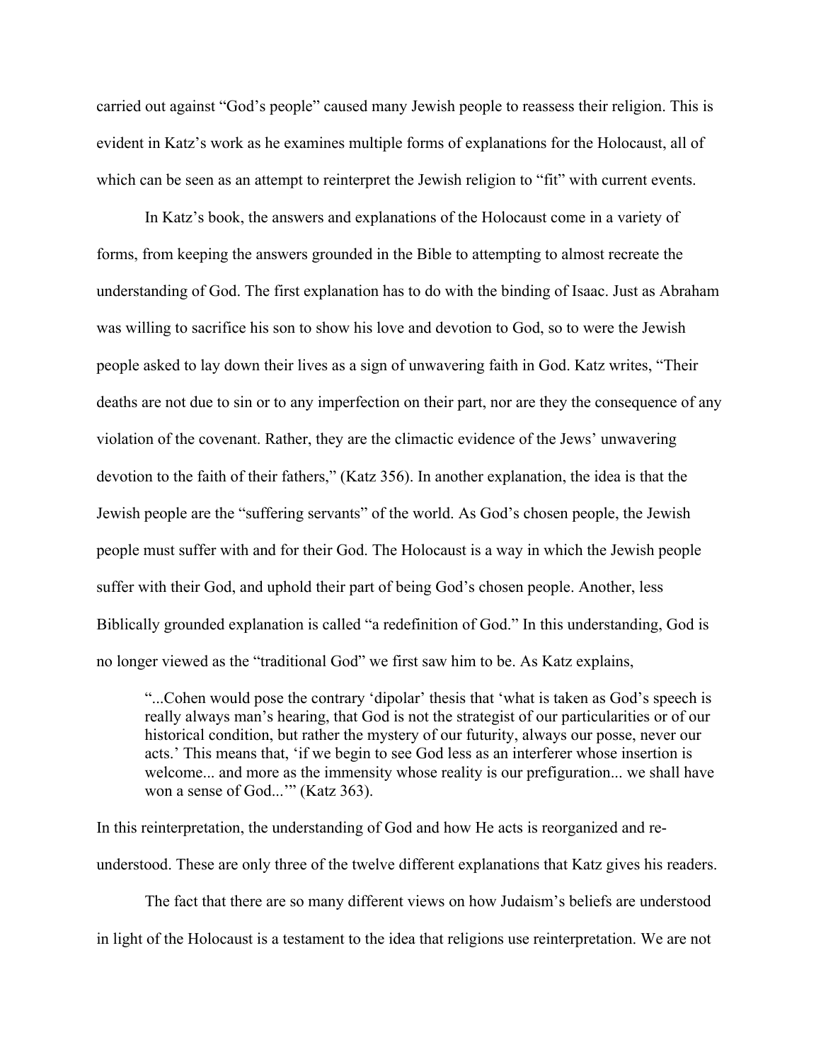carried out against "God's people" caused many Jewish people to reassess their religion. This is evident in Katz's work as he examines multiple forms of explanations for the Holocaust, all of which can be seen as an attempt to reinterpret the Jewish religion to "fit" with current events.

In Katz's book, the answers and explanations of the Holocaust come in a variety of forms, from keeping the answers grounded in the Bible to attempting to almost recreate the understanding of God. The first explanation has to do with the binding of Isaac. Just as Abraham was willing to sacrifice his son to show his love and devotion to God, so to were the Jewish people asked to lay down their lives as a sign of unwavering faith in God. Katz writes, "Their deaths are not due to sin or to any imperfection on their part, nor are they the consequence of any violation of the covenant. Rather, they are the climactic evidence of the Jews' unwavering devotion to the faith of their fathers," (Katz 356). In another explanation, the idea is that the Jewish people are the "suffering servants" of the world. As God's chosen people, the Jewish people must suffer with and for their God. The Holocaust is a way in which the Jewish people suffer with their God, and uphold their part of being God's chosen people. Another, less Biblically grounded explanation is called "a redefinition of God." In this understanding, God is no longer viewed as the "traditional God" we first saw him to be. As Katz explains,

> "...Cohen would pose the contrary 'dipolar' thesis that 'what is taken as God's speech is really always man's hearing, that God is not the strategist of our particularities or of our historical condition, but rather the mystery of our futurity, always our posse, never our acts.' This means that, 'if we begin to see God less as an interferer whose insertion is welcome... and more as the immensity whose reality is our prefiguration... we shall have won a sense of God...'" (Katz 363).

In this reinterpretation, the understanding of God and how He acts is reorganized and re-understood. These are only three of the twelve different explanations that Katz gives his readers.

The fact that there are so many different views on how Judaism's beliefs are understood in light of the Holocaust is a testament to the idea that religions use reinterpretation. We are not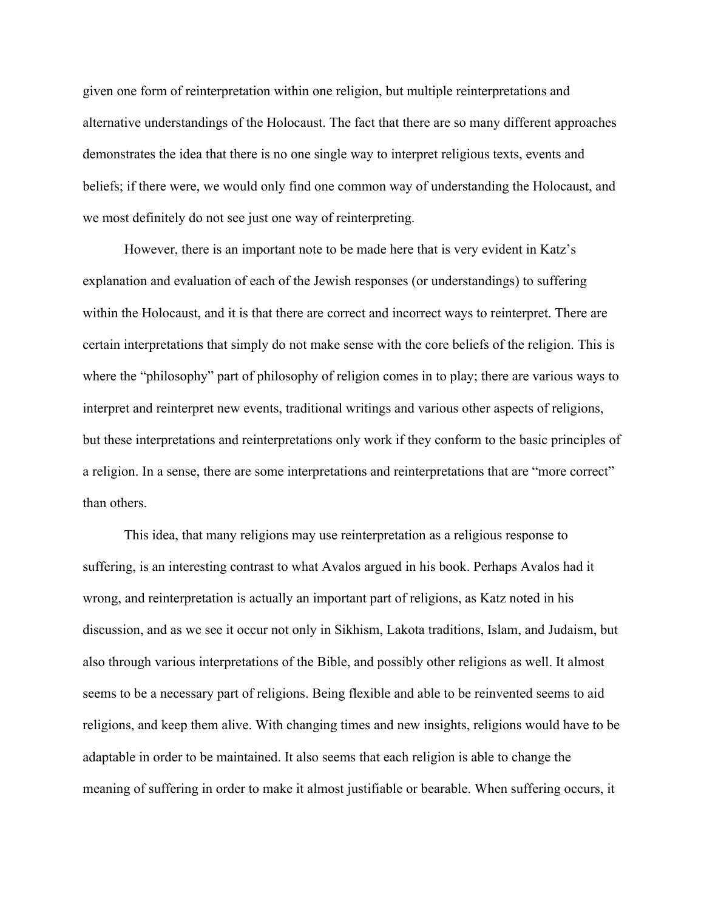given one form of reinterpretation within one religion, but multiple reinterpretations and alternative understandings of the Holocaust. The fact that there are so many different approaches demonstrates the idea that there is no one single way to interpret religious texts, events and beliefs; if there were, we would only find one common way of understanding the Holocaust, and we most definitely do not see just one way of reinterpreting.

However, there is an important note to be made here that is very evident in Katz's explanation and evaluation of each of the Jewish responses (or understandings) to suffering within the Holocaust, and it is that there are correct and incorrect ways to reinterpret. There are certain interpretations that simply do not make sense with the core beliefs of the religion. This is where the "philosophy" part of philosophy of religion comes in to play; there are various ways to interpret and reinterpret new events, traditional writings and various other aspects of religions, but these interpretations and reinterpretations only work if they conform to the basic principles of a religion. In a sense, there are some interpretations and reinterpretations that are "more correct" than others.

This idea, that many religions may use reinterpretation as a religious response to suffering, is an interesting contrast to what Avalos argued in his book. Perhaps Avalos had it wrong, and reinterpretation is actually an important part of religions, as Katz noted in his discussion, and as we see it occur not only in Sikhism, Lakota traditions, Islam, and Judaism, but also through various interpretations of the Bible, and possibly other religions as well. It almost seems to be a necessary part of religions. Being flexible and able to be reinvented seems to aid religions, and keep them alive. With changing times and new insights, religions would have to be adaptable in order to be maintained. It also seems that each religion is able to change the meaning of suffering in order to make it almost justifiable or bearable. When suffering occurs, it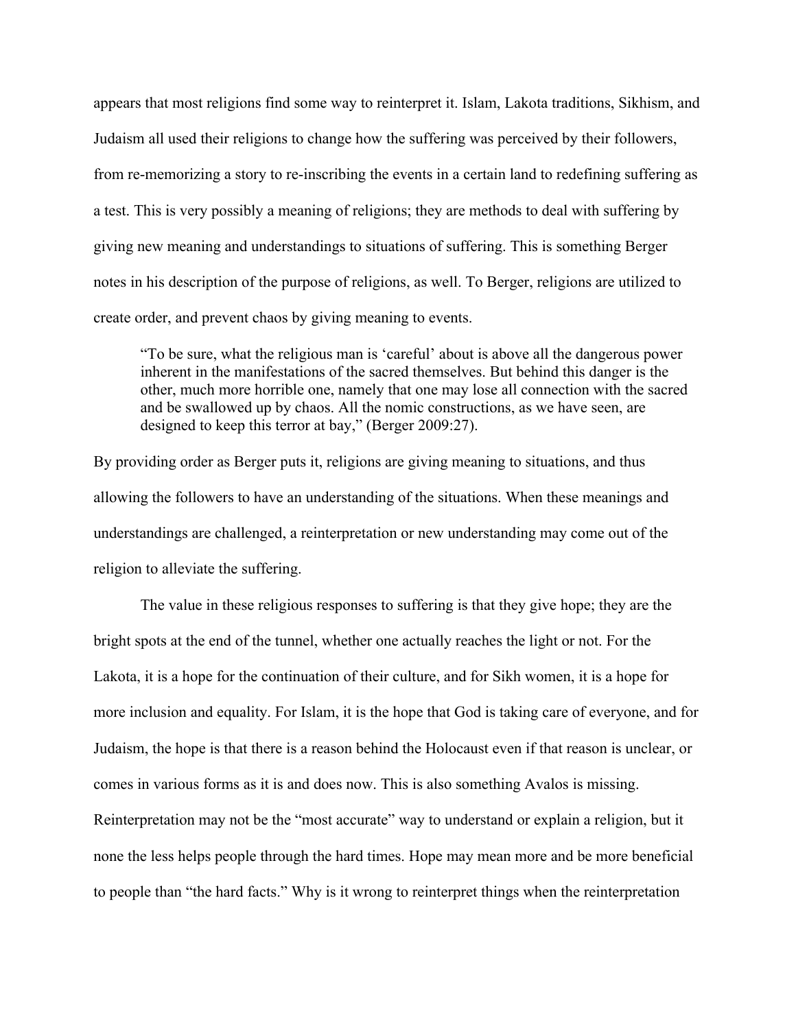appears that most religions find some way to reinterpret it. Islam, Lakota traditions, Sikhism, and Judaism all used their religions to change how the suffering was perceived by their followers, from re-memorizing a story to re-inscribing the events in a certain land to redefining suffering as a test. This is very possibly a meaning of religions; they are methods to deal with suffering by giving new meaning and understandings to situations of suffering. This is something Berger notes in his description of the purpose of religions, as well. To Berger, religions are utilized to create order, and prevent chaos by giving meaning to events.

> "To be sure, what the religious man is 'careful' about is above all the dangerous power inherent in the manifestations of the sacred themselves. But behind this danger is the other, much more horrible one, namely that one may lose all connection with the sacred and be swallowed up by chaos. All the nomic constructions, as we have seen, are designed to keep this terror at bay," (Berger 2009:27).

By providing order as Berger puts it, religions are giving meaning to situations, and thus allowing the followers to have an understanding of the situations. When these meanings and understandings are challenged, a reinterpretation or new understanding may come out of the religion to alleviate the suffering.

The value in these religious responses to suffering is that they give hope; they are the bright spots at the end of the tunnel, whether one actually reaches the light or not. For the Lakota, it is a hope for the continuation of their culture, and for Sikh women, it is a hope for more inclusion and equality. For Islam, it is the hope that God is taking care of everyone, and for Judaism, the hope is that there is a reason behind the Holocaust even if that reason is unclear, or comes in various forms as it is and does now. This is also something Avalos is missing. Reinterpretation may not be the "most accurate" way to understand or explain a religion, but it none the less helps people through the hard times. Hope may mean more and be more beneficial to people than "the hard facts." Why is it wrong to reinterpret things when the reinterpretation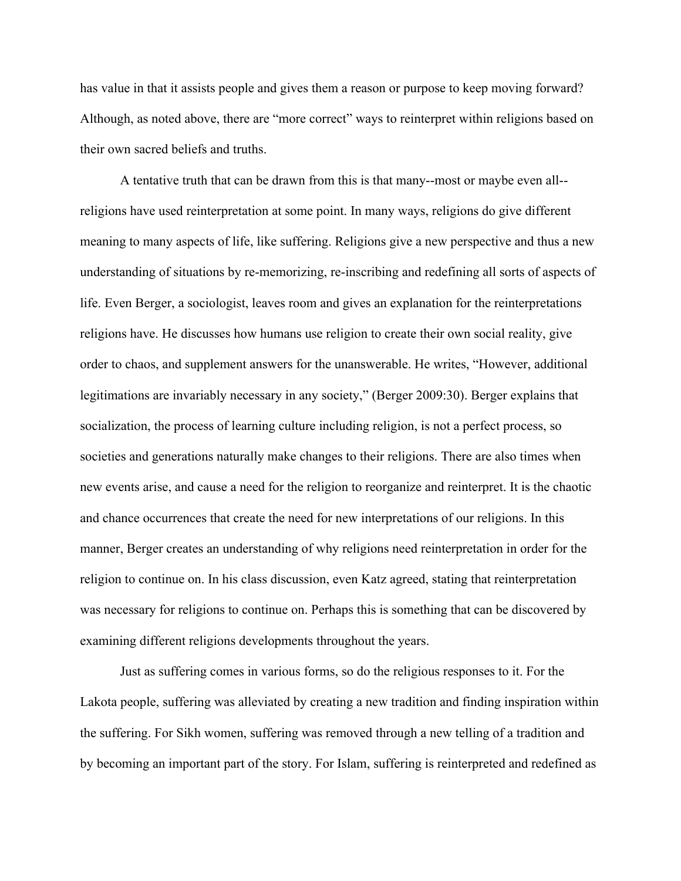has value in that it assists people and gives them a reason or purpose to keep moving forward? Although, as noted above, there are "more correct" ways to reinterpret within religions based on their own sacred beliefs and truths.

A tentative truth that can be drawn from this is that many--most or maybe even all--religions have used reinterpretation at some point. In many ways, religions do give different meaning to many aspects of life, like suffering. Religions give a new perspective and thus a new understanding of situations by re-memorizing, re-inscribing and redefining all sorts of aspects of life. Even Berger, a sociologist, leaves room and gives an explanation for the reinterpretations religions have. He discusses how humans use religion to create their own social reality, give order to chaos, and supplement answers for the unanswerable. He writes, "However, additional legitimations are invariably necessary in any society," (Berger 2009:30). Berger explains that socialization, the process of learning culture including religion, is not a perfect process, so societies and generations naturally make changes to their religions. There are also times when new events arise, and cause a need for the religion to reorganize and reinterpret. It is the chaotic and chance occurrences that create the need for new interpretations of our religions. In this manner, Berger creates an understanding of why religions need reinterpretation in order for the religion to continue on. In his class discussion, even Katz agreed, stating that reinterpretation was necessary for religions to continue on. Perhaps this is something that can be discovered by examining different religions developments throughout the years.

Just as suffering comes in various forms, so do the religious responses to it. For the Lakota people, suffering was alleviated by creating a new tradition and finding inspiration within the suffering. For Sikh women, suffering was removed through a new telling of a tradition and by becoming an important part of the story. For Islam, suffering is reinterpreted and redefined as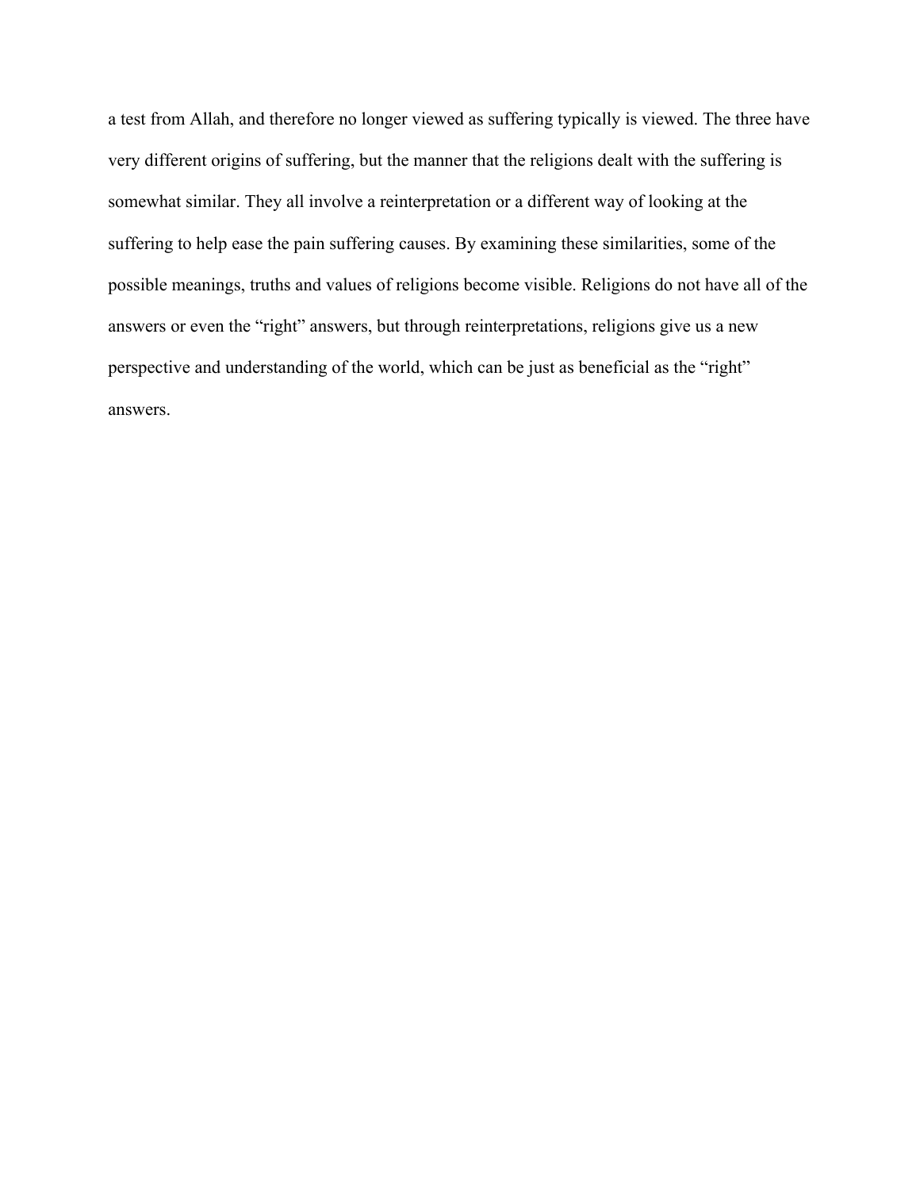a test from Allah, and therefore no longer viewed as suffering typically is viewed. The three have very different origins of suffering, but the manner that the religions dealt with the suffering is somewhat similar. They all involve a reinterpretation or a different way of looking at the suffering to help ease the pain suffering causes. By examining these similarities, some of the possible meanings, truths and values of religions become visible. Religions do not have all of the answers or even the “right” answers, but through reinterpretations, religions give us a new perspective and understanding of the world, which can be just as beneficial as the “right” answers.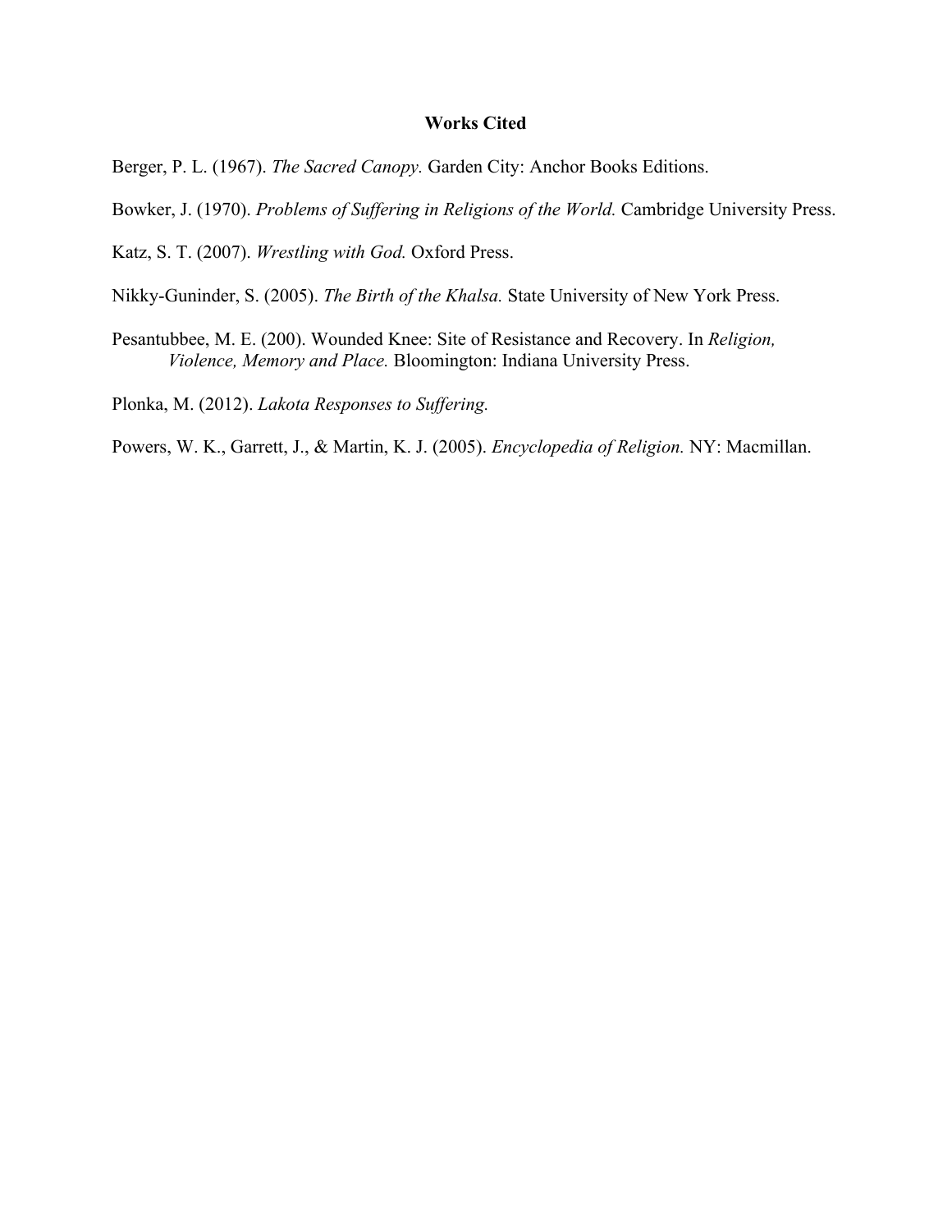# Works Cited

Berger, P. L. (1967). *The Sacred Canopy.* Garden City: Anchor Books Editions.

Bowker, J. (1970). *Problems of Suffering in Religions of the World.* Cambridge University Press.

Katz, S. T. (2007). *Wrestling with God.* Oxford Press.

Nikky-Guninder, S. (2005). *The Birth of the Khalsa.* State University of New York Press.

Pesantubbee, M. E. (200). Wounded Knee: Site of Resistance and Recovery. In *Religion, Violence, Memory and Place.* Bloomington: Indiana University Press.

Plonka, M. (2012). *Lakota Responses to Suffering.*

Powers, W. K., Garrett, J., & Martin, K. J. (2005). *Encyclopedia of Religion.* NY: Macmillan.